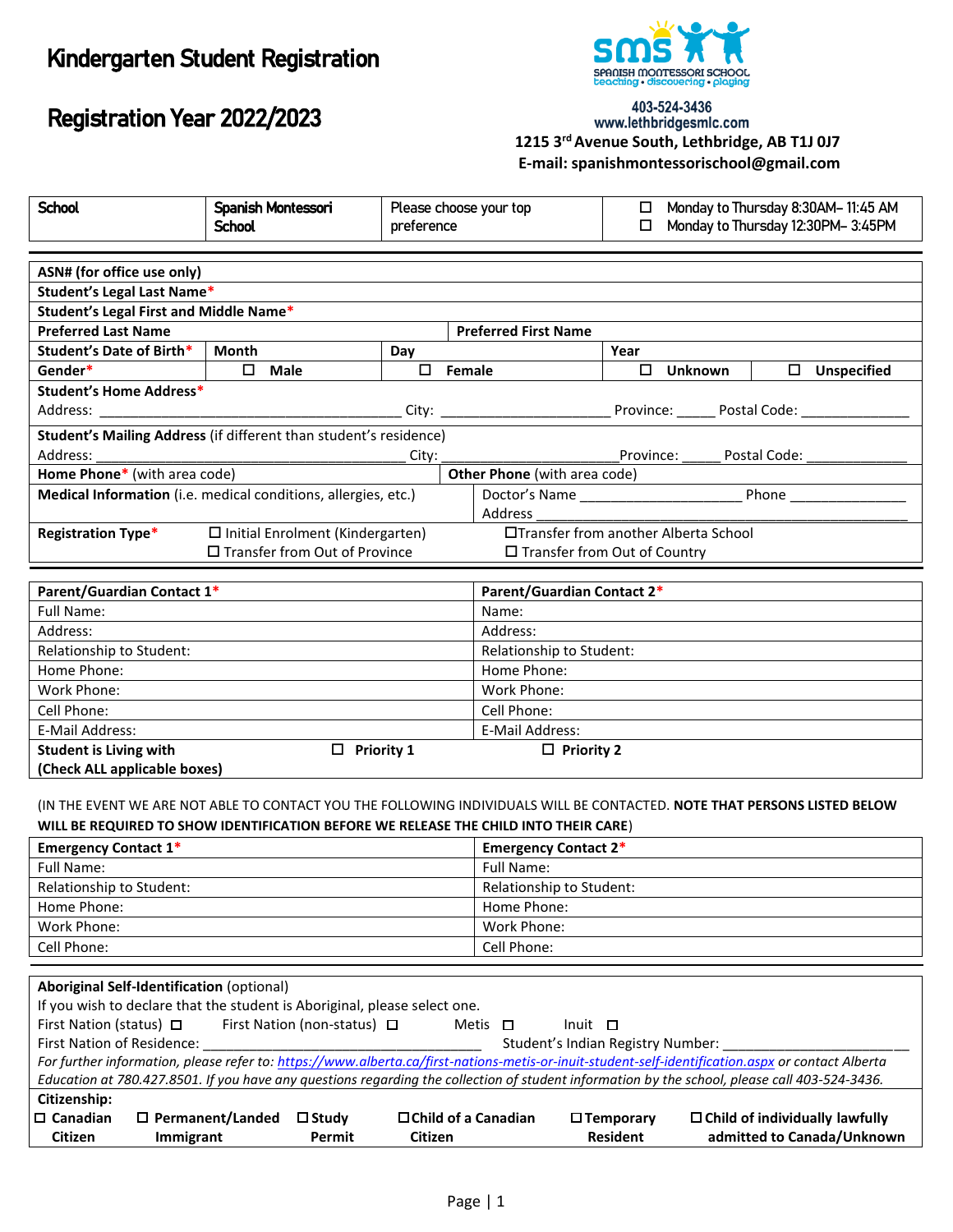# Kindergarten Student Registration

# Registration Year 2022/2023

SPANISH MONTESSORI SCHOOL
teaching • discovering • playing

403-524-3436
www.lethbridgesmlc.com
1215 3rd Avenue South, Lethbridge, AB T1J 0J7
E-mail: spanishmontessorischool@gmail.com

| School | Spanish Montessori School | Please choose your top preference | ☐ Monday to Thursday 8:30AM– 11:45 AM<br>☐ Monday to Thursday 12:30PM– 3:45PM |
|---|---|---|---|

| **ASN# (for office use only)** | | | | |
|---|---|---|---|---|
| **Student's Legal Last Name*** | | | | |
| **Student's Legal First and Middle Name*** | | | | |
| **Preferred Last Name** | | **Preferred First Name** | | |
| **Student's Date of Birth*** | **Month** | **Day** | **Year** | |
| **Gender*** | ☐ **Male** | ☐ **Female** | ☐ **Unknown** | ☐ **Unspecified** |
| **Student's Home Address***<br>Address: ______________________ City: ______________ Province: _____ Postal Code: ____________ | | | | |
| **Student's Mailing Address** (if different than student's residence)<br>Address: ______________________ City: ______________ Province: _____ Postal Code: ____________ | | | | |
| **Home Phone*** (with area code) | | **Other Phone** (with area code) | | |
| **Medical Information** (i.e. medical conditions, allergies, etc.) | | Doctor's Name ______________ Phone ____________<br>Address ______________________________ | | |
| **Registration Type*** | ☐ Initial Enrolment (Kindergarten)<br>☐ Transfer from Out of Province | ☐Transfer from another Alberta School<br>☐ Transfer from Out of Country | | |

| **Parent/Guardian Contact 1*** | **Parent/Guardian Contact 2*** |
|---|---|
| Full Name: | Name: |
| Address: | Address: |
| Relationship to Student: | Relationship to Student: |
| Home Phone: | Home Phone: |
| Work Phone: | Work Phone: |
| Cell Phone: | Cell Phone: |
| E-Mail Address: | E-Mail Address: |
| **Student is Living with (Check ALL applicable boxes)** ☐ **Priority 1** | ☐ **Priority 2** |

(IN THE EVENT WE ARE NOT ABLE TO CONTACT YOU THE FOLLOWING INDIVIDUALS WILL BE CONTACTED. **NOTE THAT PERSONS LISTED BELOW WILL BE REQUIRED TO SHOW IDENTIFICATION BEFORE WE RELEASE THE CHILD INTO THEIR CARE**)

| **Emergency Contact 1*** | **Emergency Contact 2*** |
|---|---|
| Full Name: | Full Name: |
| Relationship to Student: | Relationship to Student: |
| Home Phone: | Home Phone: |
| Work Phone: | Work Phone: |
| Cell Phone: | Cell Phone: |

**Aboriginal Self-Identification** (optional)

If you wish to declare that the student is Aboriginal, please select one.

First Nation (status) ☐ First Nation (non-status) ☐ Metis ☐ Inuit ☐

First Nation of Residence: ______________________ Student's Indian Registry Number: ______________________

*For further information, please refer to: https://www.alberta.ca/first-nations-metis-or-inuit-student-self-identification.aspx or contact Alberta Education at 780.427.8501. If you have any questions regarding the collection of student information by the school, please call 403-524-3436.*

**Citizenship:**

☐ **Canadian Citizen** ☐ **Permanent/Landed Immigrant** ☐ **Study Permit** ☐ **Child of a Canadian Citizen** ☐ **Temporary Resident** ☐ **Child of individually lawfully admitted to Canada/Unknown**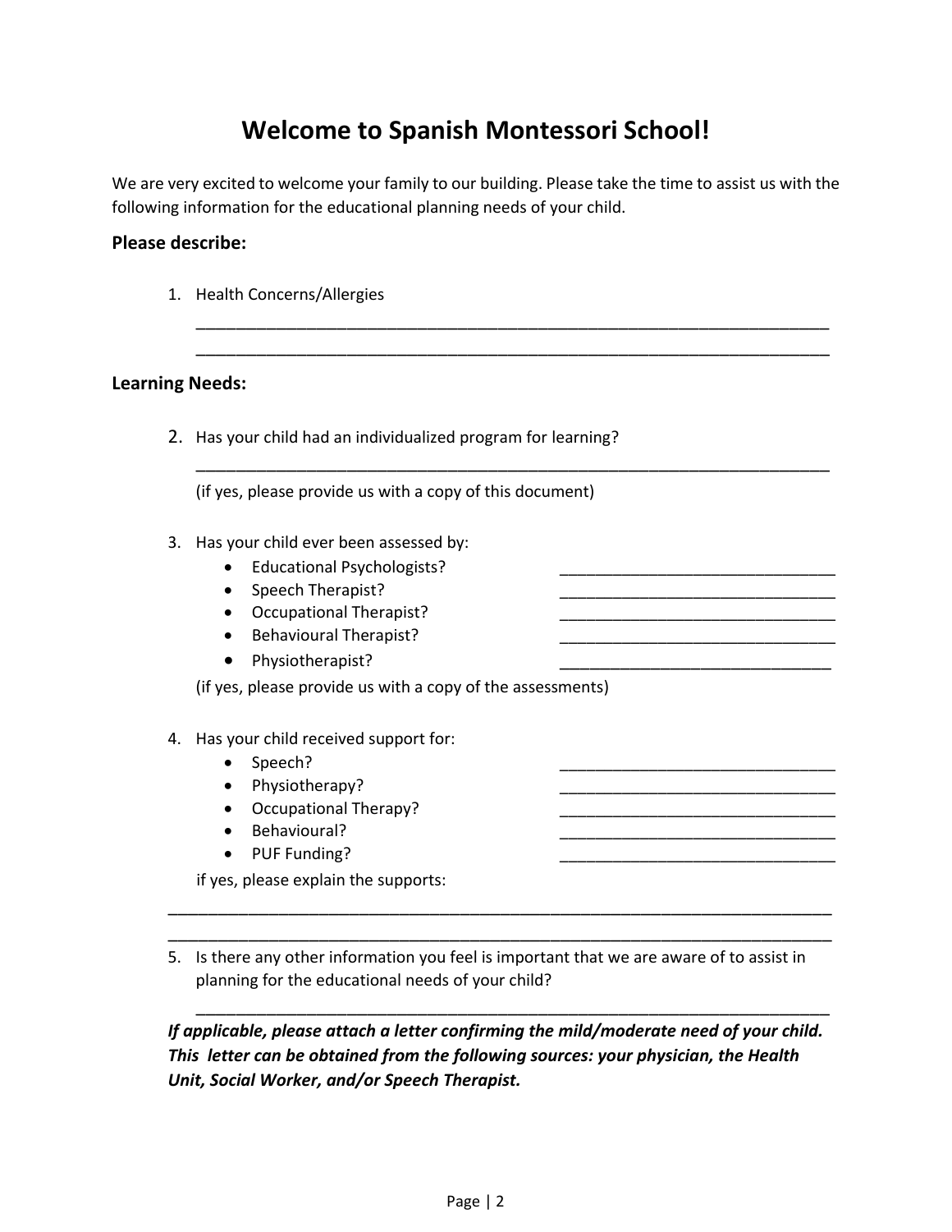# Welcome to Spanish Montessori School!

We are very excited to welcome your family to our building. Please take the time to assist us with the following information for the educational planning needs of your child.

### Please describe:

1. Health Concerns/Allergies

   ______________________________________________________________________
   ______________________________________________________________________

### Learning Needs:

2. Has your child had an individualized program for learning?

   ______________________________________________________________________

   (if yes, please provide us with a copy of this document)

3. Has your child ever been assessed by:
   - Educational Psychologists? ______________________________
   - Speech Therapist? ______________________________
   - Occupational Therapist? ______________________________
   - Behavioural Therapist? ______________________________
   - Physiotherapist? ______________________________

   (if yes, please provide us with a copy of the assessments)

4. Has your child received support for:
   - Speech? ______________________________
   - Physiotherapy? ______________________________
   - Occupational Therapy? ______________________________
   - Behavioural? ______________________________
   - PUF Funding? ______________________________

   if yes, please explain the supports:

______________________________________________________________________
______________________________________________________________________

5. Is there any other information you feel is important that we are aware of to assist in planning for the educational needs of your child?

   ______________________________________________________________________

***If applicable, please attach a letter confirming the mild/moderate need of your child. This letter can be obtained from the following sources: your physician, the Health Unit, Social Worker, and/or Speech Therapist.***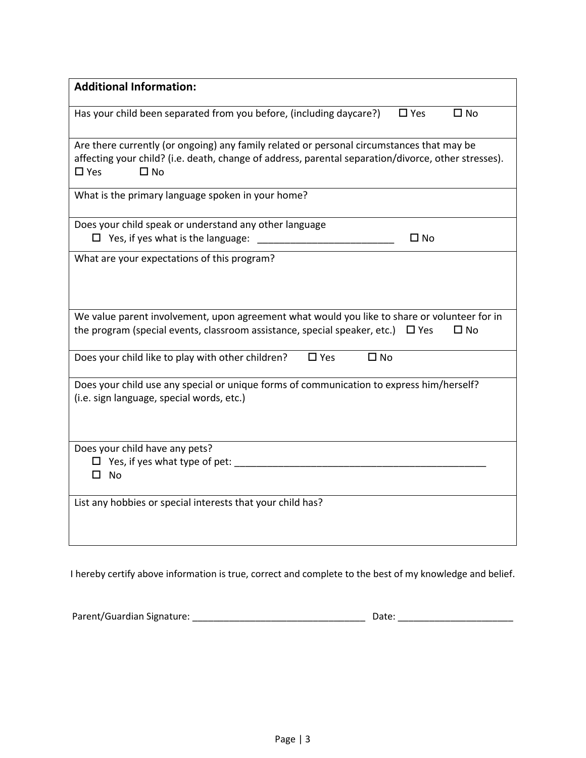## Additional Information:

Has your child been separated from you before, (including daycare?) ☐ Yes ☐ No

Are there currently (or ongoing) any family related or personal circumstances that may be affecting your child? (i.e. death, change of address, parental separation/divorce, other stresses).
☐ Yes ☐ No

What is the primary language spoken in your home?

Does your child speak or understand any other language
☐ Yes, if yes what is the language: _________________________ ☐ No

What are your expectations of this program?

We value parent involvement, upon agreement what would you like to share or volunteer for in the program (special events, classroom assistance, special speaker, etc.) ☐ Yes ☐ No

Does your child like to play with other children? ☐ Yes ☐ No

Does your child use any special or unique forms of communication to express him/herself? (i.e. sign language, special words, etc.)

Does your child have any pets?
☐ Yes, if yes what type of pet: _______________________________________________
☐ No

List any hobbies or special interests that your child has?

I hereby certify above information is true, correct and complete to the best of my knowledge and belief.

Parent/Guardian Signature: _________________________________ Date: _____________________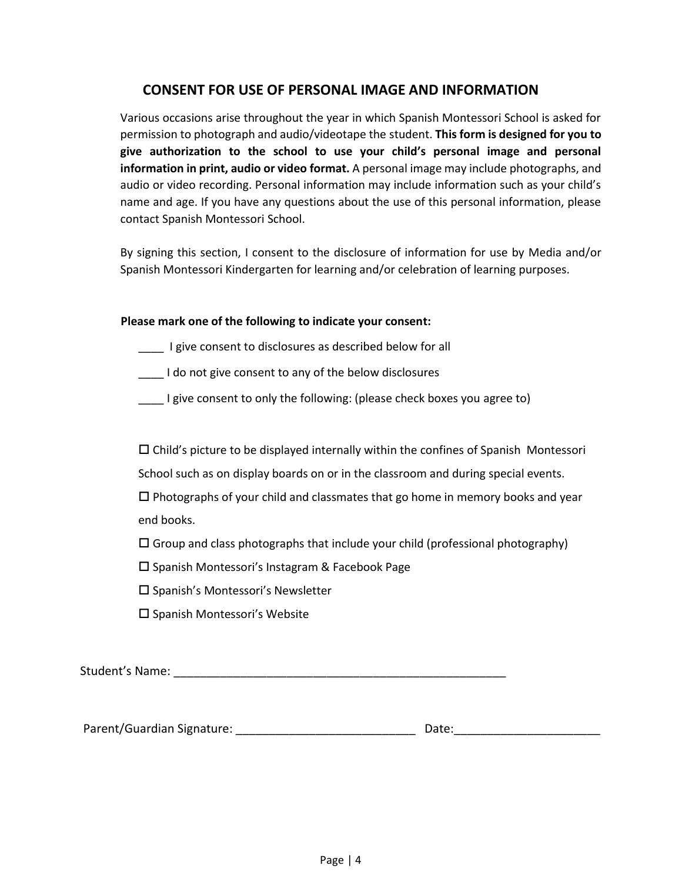## CONSENT FOR USE OF PERSONAL IMAGE AND INFORMATION

Various occasions arise throughout the year in which Spanish Montessori School is asked for permission to photograph and audio/videotape the student. **This form is designed for you to give authorization to the school to use your child's personal image and personal information in print, audio or video format.** A personal image may include photographs, and audio or video recording. Personal information may include information such as your child's name and age. If you have any questions about the use of this personal information, please contact Spanish Montessori School.

By signing this section, I consent to the disclosure of information for use by Media and/or Spanish Montessori Kindergarten for learning and/or celebration of learning purposes.

**Please mark one of the following to indicate your consent:**

____ I give consent to disclosures as described below for all

____ I do not give consent to any of the below disclosures

____ I give consent to only the following: (please check boxes you agree to)

☐ Child's picture to be displayed internally within the confines of Spanish Montessori School such as on display boards on or in the classroom and during special events.

☐ Photographs of your child and classmates that go home in memory books and year end books.

☐ Group and class photographs that include your child (professional photography)

☐ Spanish Montessori's Instagram & Facebook Page

☐ Spanish's Montessori's Newsletter

☐ Spanish Montessori's Website

Student's Name: ____________________________________________________

Parent/Guardian Signature: ___________________________ Date:_____________________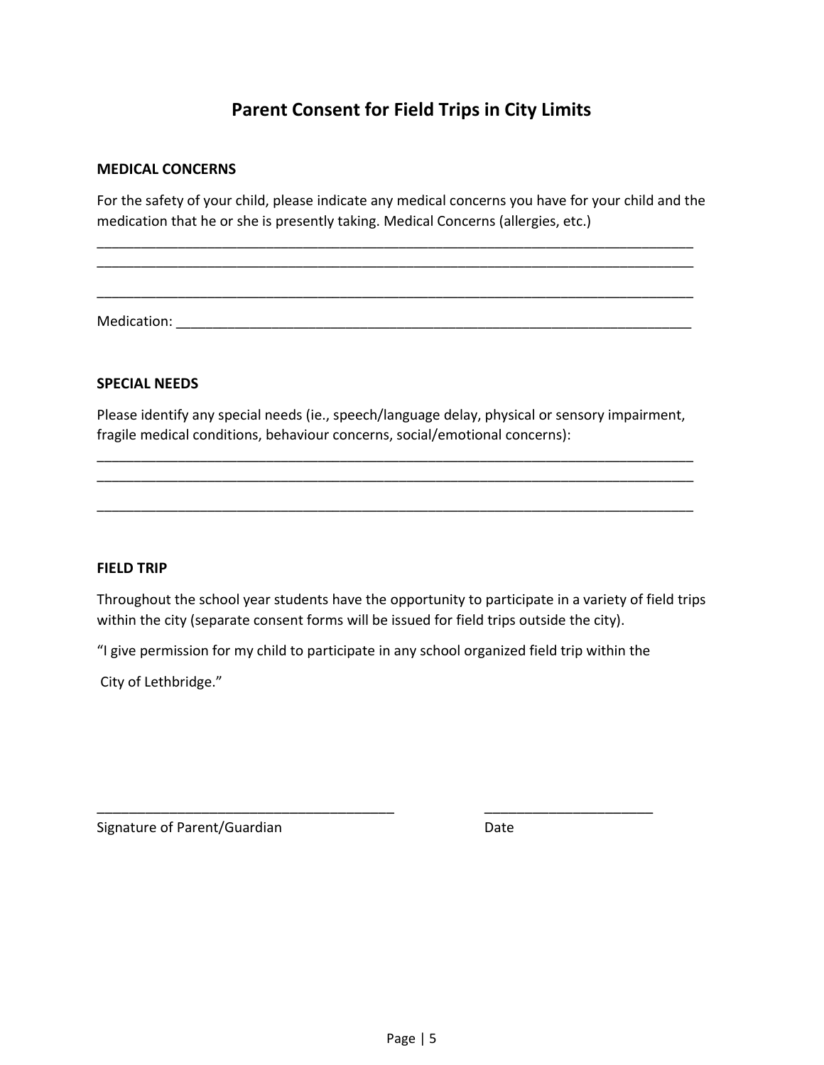# Parent Consent for Field Trips in City Limits

**MEDICAL CONCERNS**

For the safety of your child, please indicate any medical concerns you have for your child and the medication that he or she is presently taking. Medical Concerns (allergies, etc.)

_______________________________________________________________________________
_______________________________________________________________________________

_______________________________________________________________________________

Medication: ____________________________________________________________________

**SPECIAL NEEDS**

Please identify any special needs (ie., speech/language delay, physical or sensory impairment, fragile medical conditions, behaviour concerns, social/emotional concerns):

_______________________________________________________________________________
_______________________________________________________________________________

_______________________________________________________________________________

**FIELD TRIP**

Throughout the school year students have the opportunity to participate in a variety of field trips within the city (separate consent forms will be issued for field trips outside the city).

"I give permission for my child to participate in any school organized field trip within the

City of Lethbridge."

______________________________________ &nbsp;&nbsp;&nbsp;&nbsp;&nbsp;&nbsp;&nbsp;&nbsp; _____________________

Signature of Parent/Guardian &nbsp;&nbsp;&nbsp;&nbsp;&nbsp;&nbsp;&nbsp;&nbsp;&nbsp;&nbsp;&nbsp;&nbsp;&nbsp;&nbsp;&nbsp;&nbsp;&nbsp;&nbsp;&nbsp;&nbsp;&nbsp;&nbsp;&nbsp;&nbsp;&nbsp;&nbsp;&nbsp;&nbsp;&nbsp;&nbsp;&nbsp;&nbsp; Date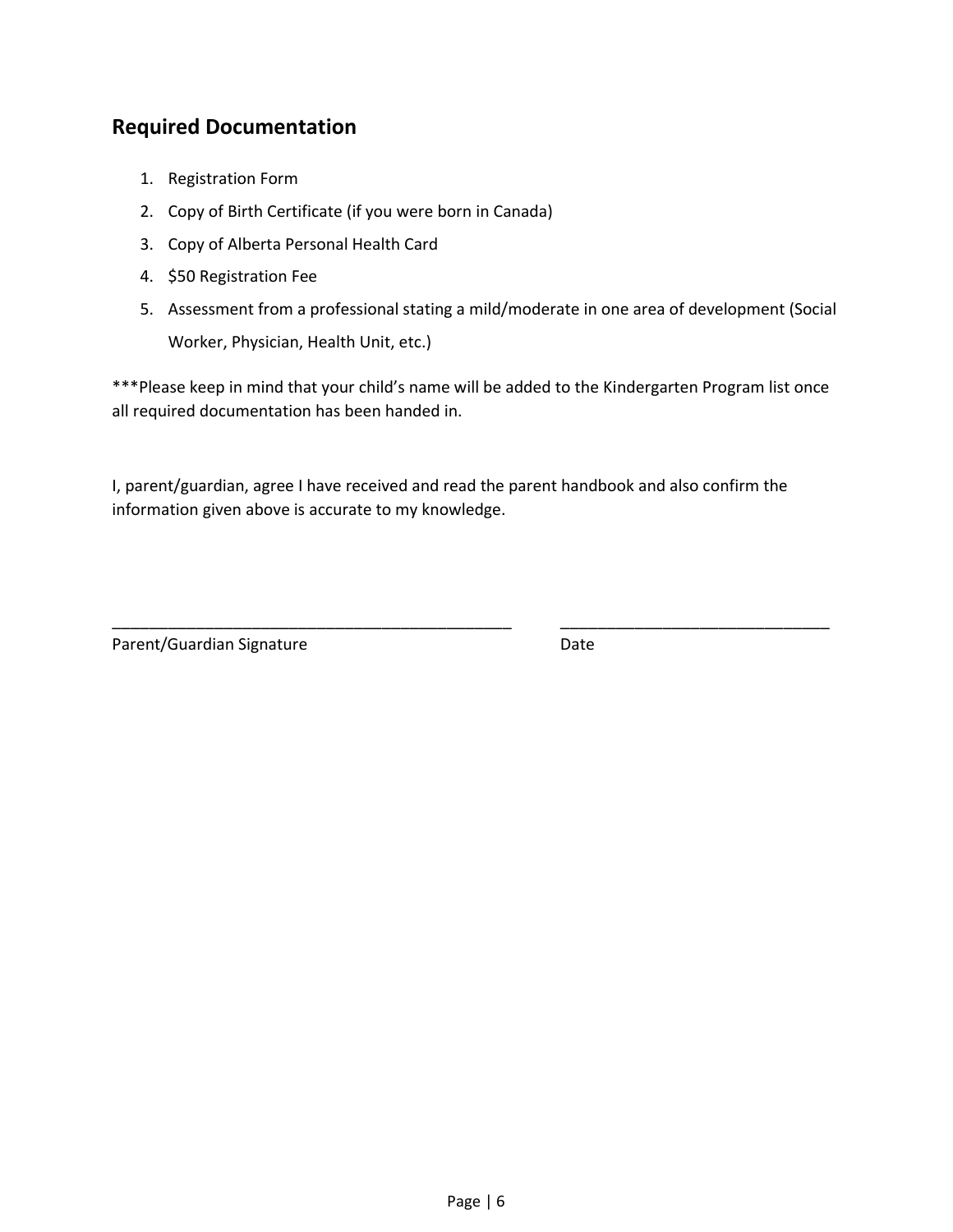## Required Documentation

1. Registration Form
2. Copy of Birth Certificate (if you were born in Canada)
3. Copy of Alberta Personal Health Card
4. $50 Registration Fee
5. Assessment from a professional stating a mild/moderate in one area of development (Social Worker, Physician, Health Unit, etc.)

***Please keep in mind that your child's name will be added to the Kindergarten Program list once all required documentation has been handed in.

I, parent/guardian, agree I have received and read the parent handbook and also confirm the information given above is accurate to my knowledge.

\_\_\_\_\_\_\_\_\_\_\_\_\_\_\_\_\_\_\_\_\_\_\_\_\_\_\_\_\_\_\_\_\_\_\_\_\_\_\_\_\_\_\_\_ \_\_\_\_\_\_\_\_\_\_\_\_\_\_\_\_\_\_\_\_\_\_\_\_\_\_\_\_\_\_

Parent/Guardian Signature Date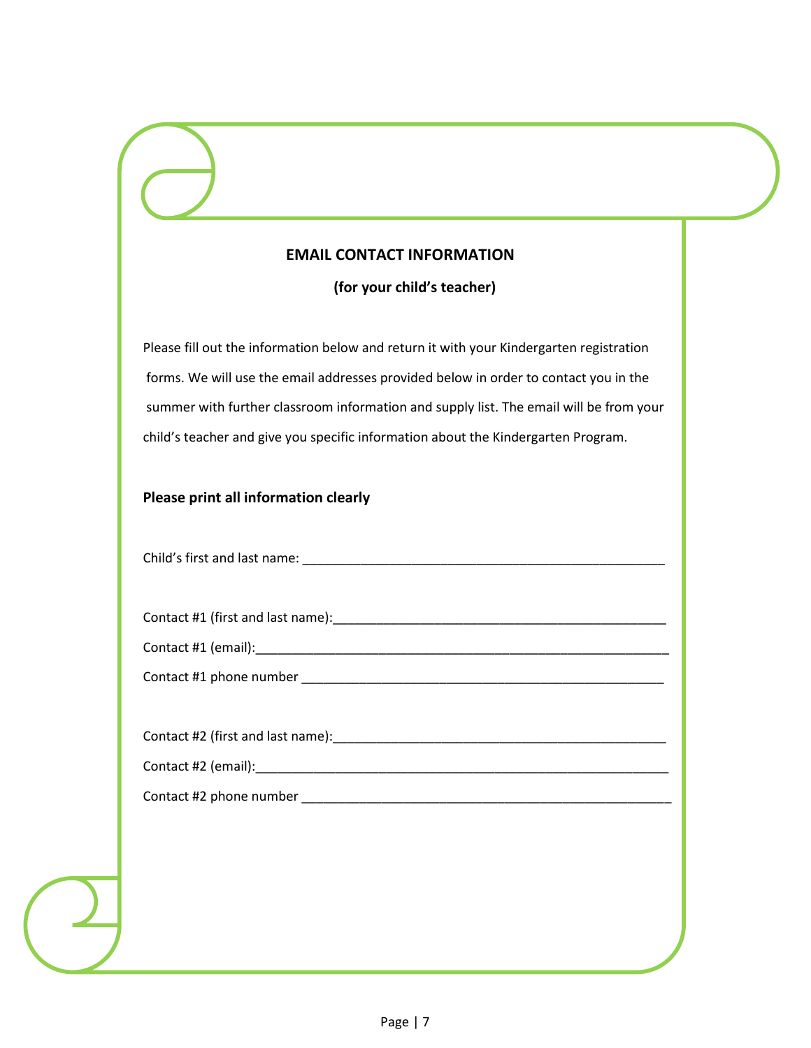## EMAIL CONTACT INFORMATION

**(for your child's teacher)**

Please fill out the information below and return it with your Kindergarten registration forms. We will use the email addresses provided below in order to contact you in the summer with further classroom information and supply list. The email will be from your child's teacher and give you specific information about the Kindergarten Program.

**Please print all information clearly**

Child's first and last name: ___________________________________________________

Contact #1 (first and last name):_______________________________________________

Contact #1 (email):__________________________________________________________

Contact #1 phone number ____________________________________________________

Contact #2 (first and last name):_______________________________________________

Contact #2 (email):__________________________________________________________

Contact #2 phone number _____________________________________________________